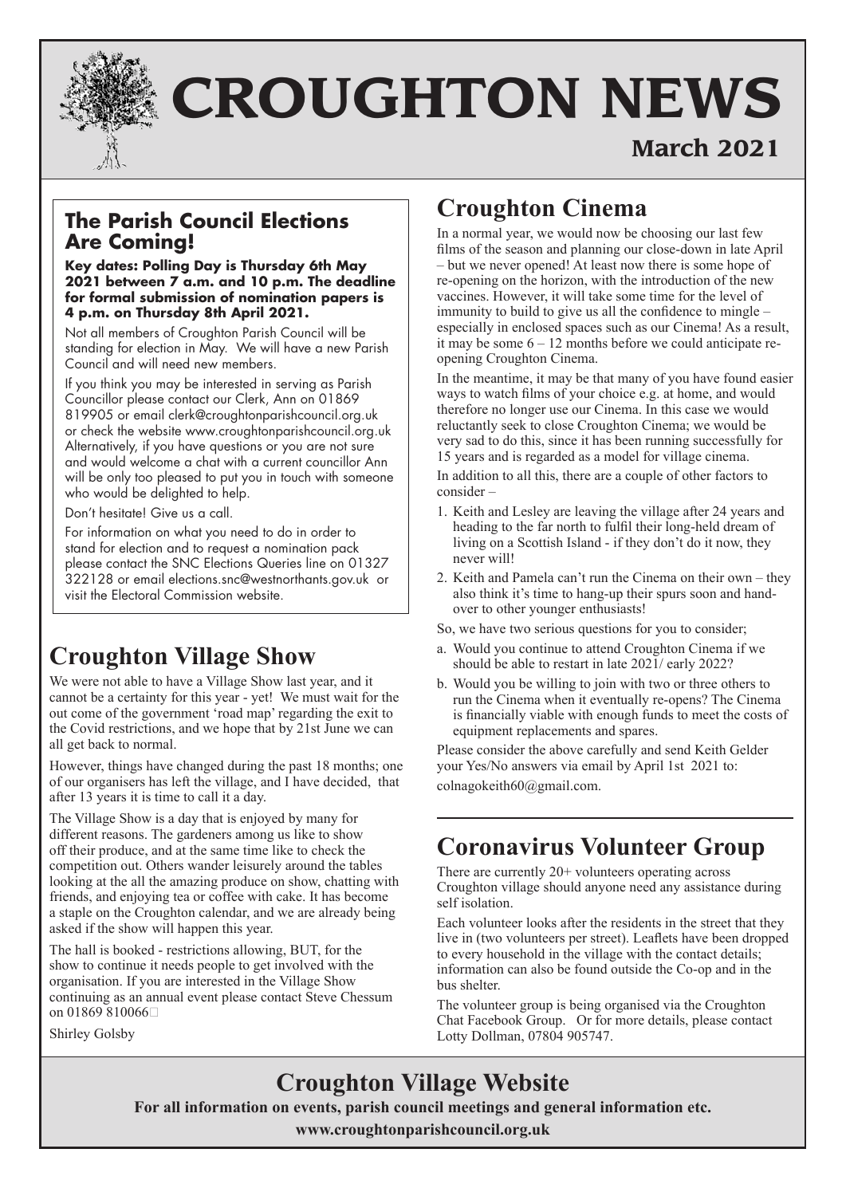# CROUGHTON NEWS

**March 2021**

## The Parish Council Elections Are Coming!

**Key dates: Polling Day is Thursday 6th May 2021 between 7 a.m. and 10 p.m. The deadline for formal submission of nomination papers is 4 p.m. on Thursday 8th April 2021.**

Not all members of Croughton Parish Council will be standing for election in May. We will have a new Parish Council and will need new members.

If you think you may be interested in serving as Parish Councillor please contact our Clerk, Ann on 01869 819905 or email clerk@croughtonparishcouncil.org.uk or check the website www.croughtonparishcouncil.org.uk Alternatively, if you have questions or you are not sure and would welcome a chat with a current councillor Ann will be only too pleased to put you in touch with someone who would be delighted to help.

Don't hesitate! Give us a call.

For information on what you need to do in order to stand for election and to request a nomination pack please contact the SNC Elections Queries line on 01327 322128 or email elections.snc@westnorthants.gov.uk or visit the Electoral Commission website.

## Croughton Village Show

We were not able to have a Village Show last year, and it cannot be a certainty for this year - yet! We must wait for the out come of the government 'road map' regarding the exit to the Covid restrictions, and we hope that by 21st June we can all get back to normal.

However, things have changed during the past 18 months; one of our organisers has left the village, and I have decided, that after 13 years it is time to call it a day.

The Village Show is a day that is enjoyed by many for different reasons. The gardeners among us like to show off their produce, and at the same time like to check the competition out. Others wander leisurely around the tables looking at the all the amazing produce on show, chatting with friends, and enjoying tea or coffee with cake. It has become a staple on the Croughton calendar, and we are already being asked if the show will happen this year.

The hall is booked - restrictions allowing, BUT, for the show to continue it needs people to get involved with the organisation. If you are interested in the Village Show continuing as an annual event please contact Steve Chessum on 01869 810066

Shirley Golsby

## Croughton Cinema

In a normal year, we would now be choosing our last few films of the season and planning our close-down in late April – but we never opened! At least now there is some hope of re-opening on the horizon, with the introduction of the new vaccines. However, it will take some time for the level of immunity to build to give us all the confidence to mingle – especially in enclosed spaces such as our Cinema! As a result, it may be some 6 – 12 months before we could anticipate re-opening Croughton Cinema.

In the meantime, it may be that many of you have found easier ways to watch films of your choice e.g. at home, and would therefore no longer use our Cinema. In this case we would reluctantly seek to close Croughton Cinema; we would be very sad to do this, since it has been running successfully for 15 years and is regarded as a model for village cinema.

In addition to all this, there are a couple of other factors to consider –

1. Keith and Lesley are leaving the village after 24 years and heading to the far north to fulfil their long-held dream of living on a Scottish Island - if they don't do it now, they never will!
2. Keith and Pamela can't run the Cinema on their own – they also think it's time to hang-up their spurs soon and hand-over to other younger enthusiasts!

So, we have two serious questions for you to consider;

a. Would you continue to attend Croughton Cinema if we should be able to restart in late 2021/ early 2022?

b. Would you be willing to join with two or three others to run the Cinema when it eventually re-opens? The Cinema is financially viable with enough funds to meet the costs of equipment replacements and spares.

Please consider the above carefully and send Keith Gelder your Yes/No answers via email by April 1st 2021 to: colnagokeith60@gmail.com.

## Coronavirus Volunteer Group

There are currently 20+ volunteers operating across Croughton village should anyone need any assistance during self isolation.

Each volunteer looks after the residents in the street that they live in (two volunteers per street). Leaflets have been dropped to every household in the village with the contact details; information can also be found outside the Co-op and in the bus shelter.

The volunteer group is being organised via the Croughton Chat Facebook Group. Or for more details, please contact Lotty Dollman, 07804 905747.

## Croughton Village Website

**For all information on events, parish council meetings and general information etc.**

**www.croughtonparishcouncil.org.uk**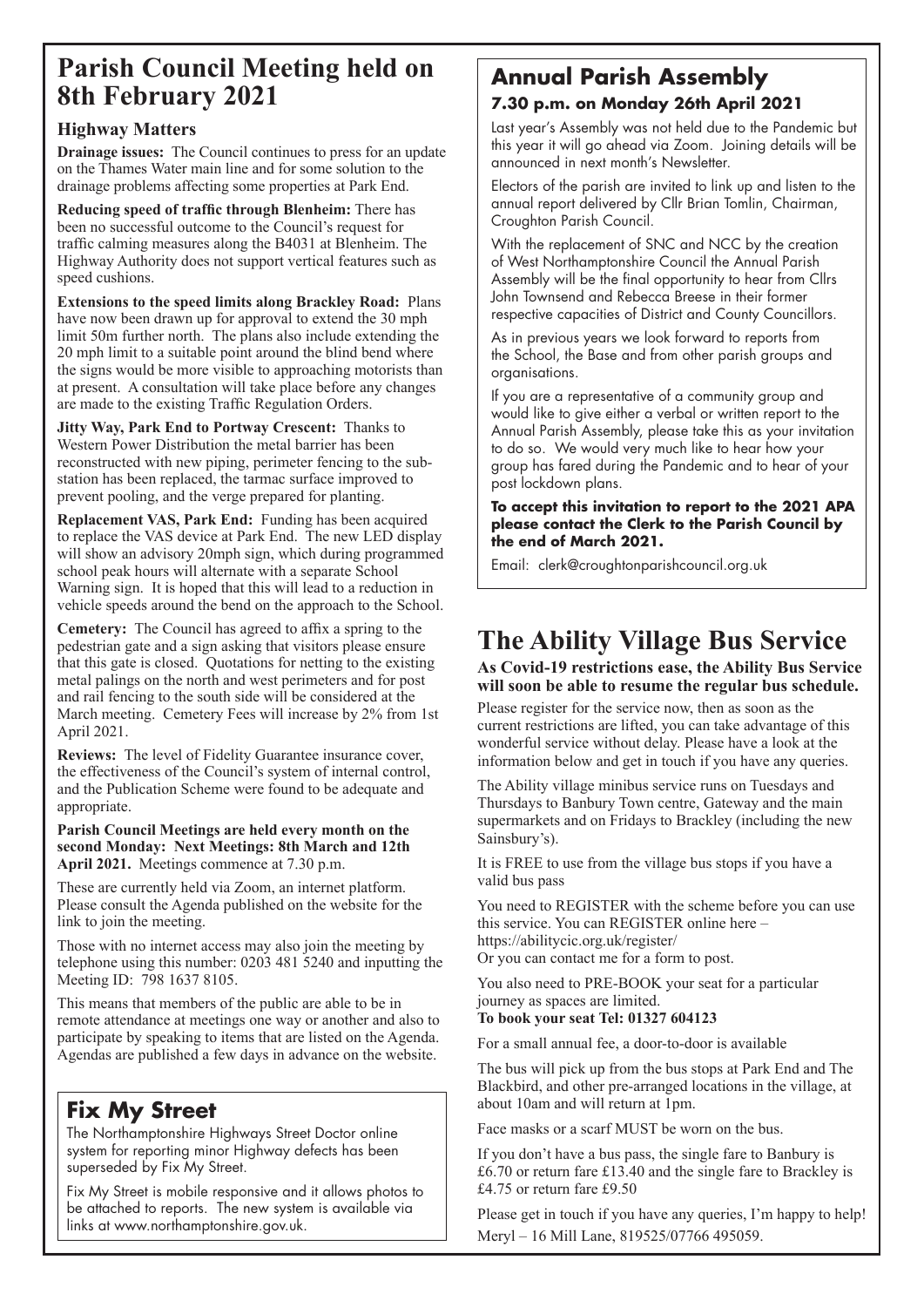# Parish Council Meeting held on 8th February 2021

### Highway Matters

**Drainage issues:** The Council continues to press for an update on the Thames Water main line and for some solution to the drainage problems affecting some properties at Park End.

**Reducing speed of traffic through Blenheim:** There has been no successful outcome to the Council's request for traffic calming measures along the B4031 at Blenheim. The Highway Authority does not support vertical features such as speed cushions.

**Extensions to the speed limits along Brackley Road:** Plans have now been drawn up for approval to extend the 30 mph limit 50m further north. The plans also include extending the 20 mph limit to a suitable point around the blind bend where the signs would be more visible to approaching motorists than at present. A consultation will take place before any changes are made to the existing Traffic Regulation Orders.

**Jitty Way, Park End to Portway Crescent:** Thanks to Western Power Distribution the metal barrier has been reconstructed with new piping, perimeter fencing to the sub-station has been replaced, the tarmac surface improved to prevent pooling, and the verge prepared for planting.

**Replacement VAS, Park End:** Funding has been acquired to replace the VAS device at Park End. The new LED display will show an advisory 20mph sign, which during programmed school peak hours will alternate with a separate School Warning sign. It is hoped that this will lead to a reduction in vehicle speeds around the bend on the approach to the School.

**Cemetery:** The Council has agreed to affix a spring to the pedestrian gate and a sign asking that visitors please ensure that this gate is closed. Quotations for netting to the existing metal palings on the north and west perimeters and for post and rail fencing to the south side will be considered at the March meeting. Cemetery Fees will increase by 2% from 1st April 2021.

**Reviews:** The level of Fidelity Guarantee insurance cover, the effectiveness of the Council's system of internal control, and the Publication Scheme were found to be adequate and appropriate.

**Parish Council Meetings are held every month on the second Monday: Next Meetings: 8th March and 12th April 2021.** Meetings commence at 7.30 p.m.

These are currently held via Zoom, an internet platform. Please consult the Agenda published on the website for the link to join the meeting.

Those with no internet access may also join the meeting by telephone using this number: 0203 481 5240 and inputting the Meeting ID: 798 1637 8105.

This means that members of the public are able to be in remote attendance at meetings one way or another and also to participate by speaking to items that are listed on the Agenda. Agendas are published a few days in advance on the website.

## Fix My Street

The Northamptonshire Highways Street Doctor online system for reporting minor Highway defects has been superseded by Fix My Street.

Fix My Street is mobile responsive and it allows photos to be attached to reports. The new system is available via links at www.northamptonshire.gov.uk.

## Annual Parish Assembly

### 7.30 p.m. on Monday 26th April 2021

Last year's Assembly was not held due to the Pandemic but this year it will go ahead via Zoom. Joining details will be announced in next month's Newsletter.

Electors of the parish are invited to link up and listen to the annual report delivered by Cllr Brian Tomlin, Chairman, Croughton Parish Council.

With the replacement of SNC and NCC by the creation of West Northamptonshire Council the Annual Parish Assembly will be the final opportunity to hear from Cllrs John Townsend and Rebecca Breese in their former respective capacities of District and County Councillors.

As in previous years we look forward to reports from the School, the Base and from other parish groups and organisations.

If you are a representative of a community group and would like to give either a verbal or written report to the Annual Parish Assembly, please take this as your invitation to do so. We would very much like to hear how your group has fared during the Pandemic and to hear of your post lockdown plans.

**To accept this invitation to report to the 2021 APA please contact the Clerk to the Parish Council by the end of March 2021.**

Email: clerk@croughtonparishcouncil.org.uk

# The Ability Village Bus Service

**As Covid-19 restrictions ease, the Ability Bus Service will soon be able to resume the regular bus schedule.**

Please register for the service now, then as soon as the current restrictions are lifted, you can take advantage of this wonderful service without delay. Please have a look at the information below and get in touch if you have any queries.

The Ability village minibus service runs on Tuesdays and Thursdays to Banbury Town centre, Gateway and the main supermarkets and on Fridays to Brackley (including the new Sainsbury's).

It is FREE to use from the village bus stops if you have a valid bus pass

You need to REGISTER with the scheme before you can use this service. You can REGISTER online here – https://abilitycic.org.uk/register/
Or you can contact me for a form to post.

You also need to PRE-BOOK your seat for a particular journey as spaces are limited.
**To book your seat Tel: 01327 604123**

For a small annual fee, a door-to-door is available

The bus will pick up from the bus stops at Park End and The Blackbird, and other pre-arranged locations in the village, at about 10am and will return at 1pm.

Face masks or a scarf MUST be worn on the bus.

If you don't have a bus pass, the single fare to Banbury is £6.70 or return fare £13.40 and the single fare to Brackley is £4.75 or return fare £9.50

Please get in touch if you have any queries, I'm happy to help!
Meryl – 16 Mill Lane, 819525/07766 495059.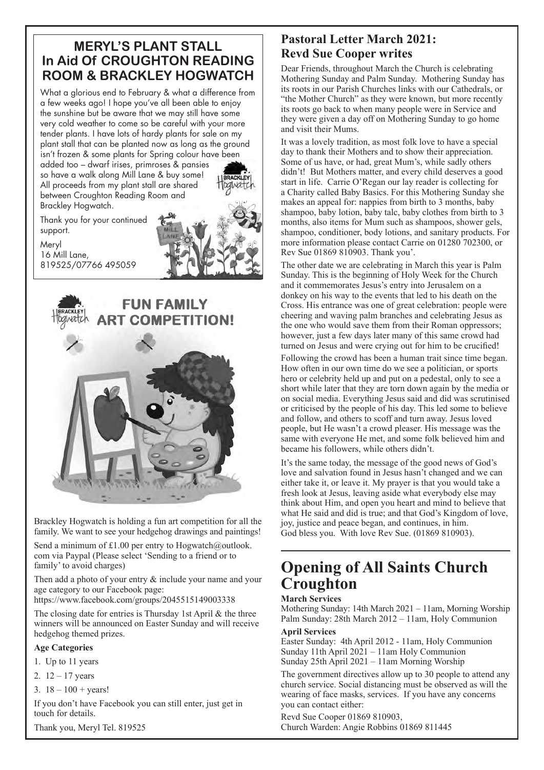## MERYL'S PLANT STALL In Aid Of CROUGHTON READING ROOM & BRACKLEY HOGWATCH

What a glorious end to February & what a difference from a few weeks ago! I hope you've all been able to enjoy the sunshine but be aware that we may still have some very cold weather to come so be careful with your more tender plants. I have lots of hardy plants for sale on my plant stall that can be planted now as long as the ground isn't frozen & some plants for Spring colour have been added too – dwarf irises, primroses & pansies so have a walk along Mill Lane & buy some! All proceeds from my plant stall are shared between Croughton Reading Room and Brackley Hogwatch.

Thank you for your continued support.

Meryl
16 Mill Lane,
819525/07766 495059

## FUN FAMILY ART COMPETITION!

Brackley Hogwatch is holding a fun art competition for all the family. We want to see your hedgehog drawings and paintings!

Send a minimum of £1.00 per entry to Hogwatch@outlook.com via Paypal (Please select 'Sending to a friend or to family' to avoid charges)

Then add a photo of your entry & include your name and your age category to our Facebook page:
https://www.facebook.com/groups/2045515149003338

The closing date for entries is Thursday 1st April & the three winners will be announced on Easter Sunday and will receive hedgehog themed prizes.

**Age Categories**

1. Up to 11 years
2. 12 – 17 years
3. 18 – 100 + years!

If you don't have Facebook you can still enter, just get in touch for details.

Thank you, Meryl Tel. 819525

## Pastoral Letter March 2021: Revd Sue Cooper writes

Dear Friends, throughout March the Church is celebrating Mothering Sunday and Palm Sunday. Mothering Sunday has its roots in our Parish Churches links with our Cathedrals, or "the Mother Church" as they were known, but more recently its roots go back to when many people were in Service and they were given a day off on Mothering Sunday to go home and visit their Mums.

It was a lovely tradition, as most folk love to have a special day to thank their Mothers and to show their appreciation. Some of us have, or had, great Mum's, while sadly others didn't! But Mothers matter, and every child deserves a good start in life. Carrie O'Regan our lay reader is collecting for a Charity called Baby Basics. For this Mothering Sunday she makes an appeal for: nappies from birth to 3 months, baby shampoo, baby lotion, baby talc, baby clothes from birth to 3 months, also items for Mum such as shampoos, shower gels, shampoo, conditioner, body lotions, and sanitary products. For more information please contact Carrie on 01280 702300, or Rev Sue 01869 810903. Thank you'.

The other date we are celebrating in March this year is Palm Sunday. This is the beginning of Holy Week for the Church and it commemorates Jesus's entry into Jerusalem on a donkey on his way to the events that led to his death on the Cross. His entrance was one of great celebration: people were cheering and waving palm branches and celebrating Jesus as the one who would save them from their Roman oppressors; however, just a few days later many of this same crowd had turned on Jesus and were crying out for him to be crucified!

Following the crowd has been a human trait since time began. How often in our own time do we see a politician, or sports hero or celebrity held up and put on a pedestal, only to see a short while later that they are torn down again by the media or on social media. Everything Jesus said and did was scrutinised or criticised by the people of his day. This led some to believe and follow, and others to scoff and turn away. Jesus loved people, but He wasn't a crowd pleaser. His message was the same with everyone He met, and some folk believed him and became his followers, while others didn't.

It's the same today, the message of the good news of God's love and salvation found in Jesus hasn't changed and we can either take it, or leave it. My prayer is that you would take a fresh look at Jesus, leaving aside what everybody else may think about Him, and open you heart and mind to believe that what He said and did is true; and that God's Kingdom of love, joy, justice and peace began, and continues, in him.
God bless you. With love Rev Sue. (01869 810903).

# Opening of All Saints Church Croughton

**March Services**

Mothering Sunday: 14th March 2021 – 11am, Morning Worship
Palm Sunday: 28th March 2012 – 11am, Holy Communion

**April Services**

Easter Sunday: 4th April 2012 - 11am, Holy Communion
Sunday 11th April 2021 – 11am Holy Communion
Sunday 25th April 2021 – 11am Morning Worship

The government directives allow up to 30 people to attend any church service. Social distancing must be observed as will the wearing of face masks, services. If you have any concerns you can contact either:

Revd Sue Cooper 01869 810903,
Church Warden: Angie Robbins 01869 811445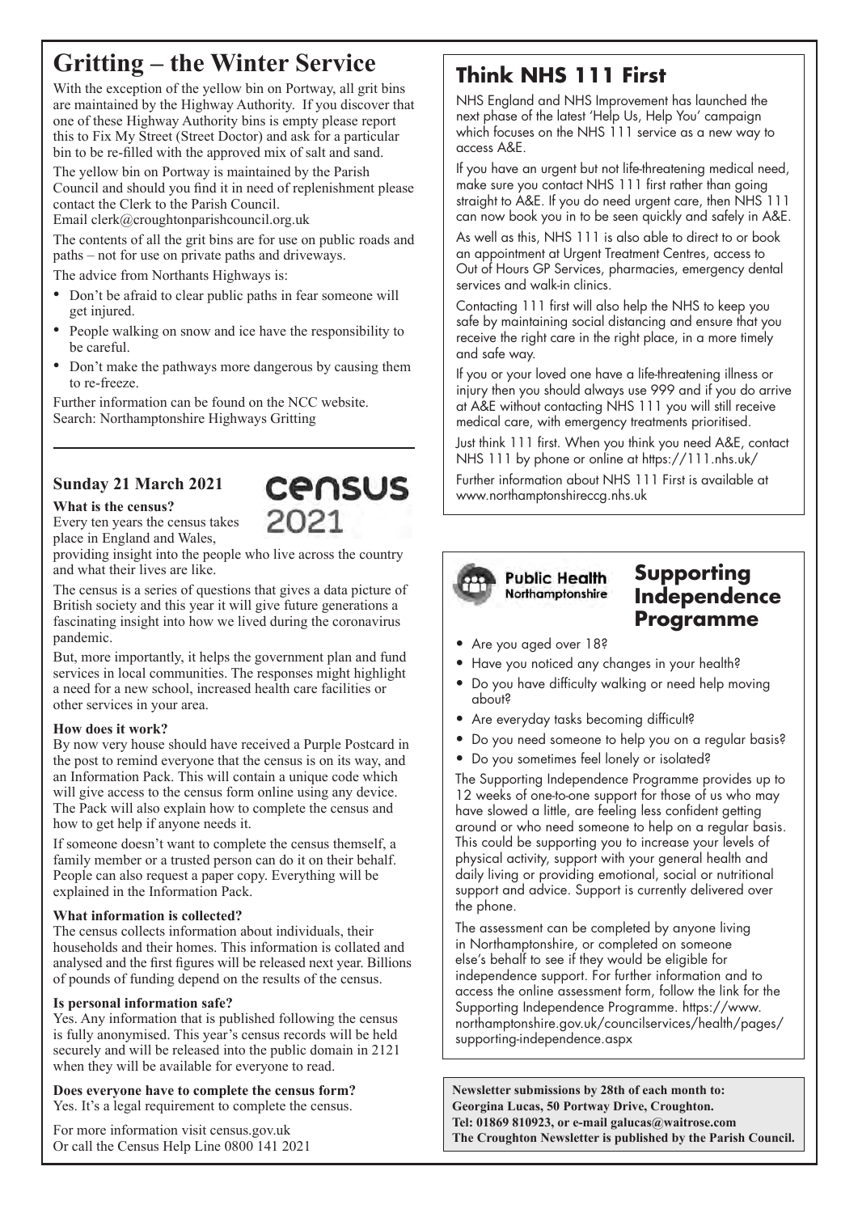# Gritting – the Winter Service

With the exception of the yellow bin on Portway, all grit bins are maintained by the Highway Authority. If you discover that one of these Highway Authority bins is empty please report this to Fix My Street (Street Doctor) and ask for a particular bin to be re-filled with the approved mix of salt and sand.

The yellow bin on Portway is maintained by the Parish Council and should you find it in need of replenishment please contact the Clerk to the Parish Council.
Email clerk@croughtonparishcouncil.org.uk

The contents of all the grit bins are for use on public roads and paths – not for use on private paths and driveways.

The advice from Northants Highways is:

- Don't be afraid to clear public paths in fear someone will get injured.
- People walking on snow and ice have the responsibility to be careful.
- Don't make the pathways more dangerous by causing them to re-freeze.

Further information can be found on the NCC website.
Search: Northamptonshire Highways Gritting

## Sunday 21 March 2021

census 2021

### What is the census?

Every ten years the census takes place in England and Wales, providing insight into the people who live across the country and what their lives are like.

The census is a series of questions that gives a data picture of British society and this year it will give future generations a fascinating insight into how we lived during the coronavirus pandemic.

But, more importantly, it helps the government plan and fund services in local communities. The responses might highlight a need for a new school, increased health care facilities or other services in your area.

### How does it work?

By now very house should have received a Purple Postcard in the post to remind everyone that the census is on its way, and an Information Pack. This will contain a unique code which will give access to the census form online using any device. The Pack will also explain how to complete the census and how to get help if anyone needs it.

If someone doesn't want to complete the census themself, a family member or a trusted person can do it on their behalf. People can also request a paper copy. Everything will be explained in the Information Pack.

### What information is collected?

The census collects information about individuals, their households and their homes. This information is collated and analysed and the first figures will be released next year. Billions of pounds of funding depend on the results of the census.

### Is personal information safe?

Yes. Any information that is published following the census is fully anonymised. This year's census records will be held securely and will be released into the public domain in 2121 when they will be available for everyone to read.

### Does everyone have to complete the census form?

Yes. It's a legal requirement to complete the census.

For more information visit census.gov.uk
Or call the Census Help Line 0800 141 2021

# Think NHS 111 First

NHS England and NHS Improvement has launched the next phase of the latest 'Help Us, Help You' campaign which focuses on the NHS 111 service as a new way to access A&E.

If you have an urgent but not life-threatening medical need, make sure you contact NHS 111 first rather than going straight to A&E. If you do need urgent care, then NHS 111 can now book you in to be seen quickly and safely in A&E.

As well as this, NHS 111 is also able to direct to or book an appointment at Urgent Treatment Centres, access to Out of Hours GP Services, pharmacies, emergency dental services and walk-in clinics.

Contacting 111 first will also help the NHS to keep you safe by maintaining social distancing and ensure that you receive the right care in the right place, in a more timely and safe way.

If you or your loved one have a life-threatening illness or injury then you should always use 999 and if you do arrive at A&E without contacting NHS 111 you will still receive medical care, with emergency treatments prioritised.

Just think 111 first. When you think you need A&E, contact NHS 111 by phone or online at https://111.nhs.uk/

Further information about NHS 111 First is available at www.northamptonshireccg.nhs.uk

Public Health Northamptonshire

# Supporting Independence Programme

- Are you aged over 18?
- Have you noticed any changes in your health?
- Do you have difficulty walking or need help moving about?
- Are everyday tasks becoming difficult?
- Do you need someone to help you on a regular basis?
- Do you sometimes feel lonely or isolated?

The Supporting Independence Programme provides up to 12 weeks of one-to-one support for those of us who may have slowed a little, are feeling less confident getting around or who need someone to help on a regular basis. This could be supporting you to increase your levels of physical activity, support with your general health and daily living or providing emotional, social or nutritional support and advice. Support is currently delivered over the phone.

The assessment can be completed by anyone living in Northamptonshire, or completed on someone else's behalf to see if they would be eligible for independence support. For further information and to access the online assessment form, follow the link for the Supporting Independence Programme. https://www.northamptonshire.gov.uk/councilservices/health/pages/supporting-independence.aspx

**Newsletter submissions by 28th of each month to:**
**Georgina Lucas, 50 Portway Drive, Croughton.**
**Tel: 01869 810923, or e-mail galucas@waitrose.com**
**The Croughton Newsletter is published by the Parish Council.**